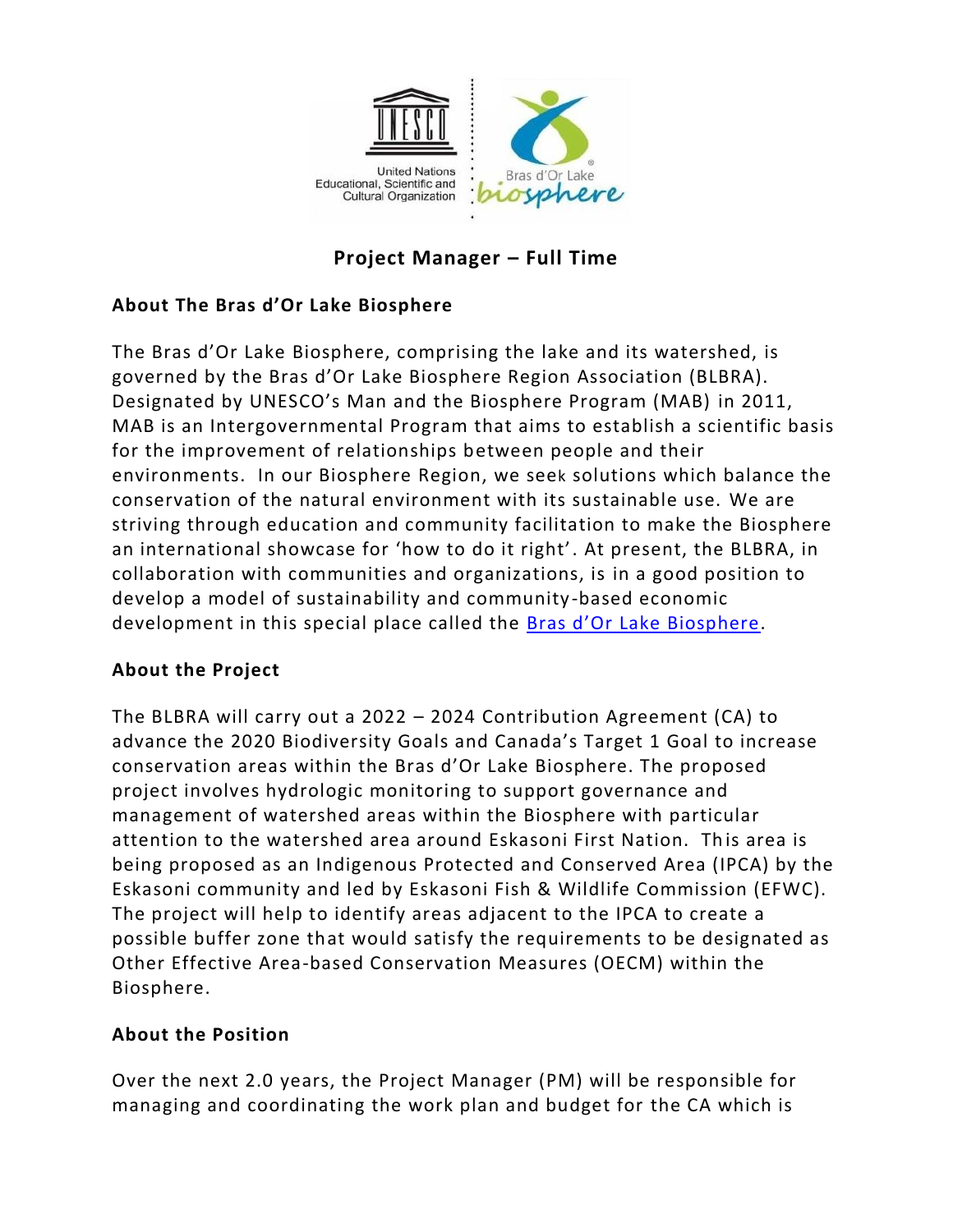# Project Manager – Full Time

## About The Bras d'Or Lake Biosphere

The Bras d'Or Lake Biosphere, comprising the lake and its watershed, is governed by the Bras d'Or Lake Biosphere Region Association (BLBRA). Designated by UNESCO's Man and the Biosphere Program (MAB) in 2011, MAB is an Intergovernmental Program that aims to establish a scientific basis for the improvement of relationships between people and their environments. In our Biosphere Region, we seek solutions which balance the conservation of the natural environment with its sustainable use. We are striving through education and community facilitation to make the Biosphere an international showcase for 'how to do it right'. At present, the BLBRA, in collaboration with communities and organizations, is in a good position to develop a model of sustainability and community-based economic development in this special place called the Bras d'Or Lake Biosphere.

## About the Project

The BLBRA will carry out a 2022 – 2024 Contribution Agreement (CA) to advance the 2020 Biodiversity Goals and Canada's Target 1 Goal to increase conservation areas within the Bras d'Or Lake Biosphere. The proposed project involves hydrologic monitoring to support governance and management of watershed areas within the Biosphere with particular attention to the watershed area around Eskasoni First Nation. This area is being proposed as an Indigenous Protected and Conserved Area (IPCA) by the Eskasoni community and led by Eskasoni Fish & Wildlife Commission (EFWC). The project will help to identify areas adjacent to the IPCA to create a possible buffer zone that would satisfy the requirements to be designated as Other Effective Area-based Conservation Measures (OECM) within the Biosphere.

## About the Position

Over the next 2.0 years, the Project Manager (PM) will be responsible for managing and coordinating the work plan and budget for the CA which is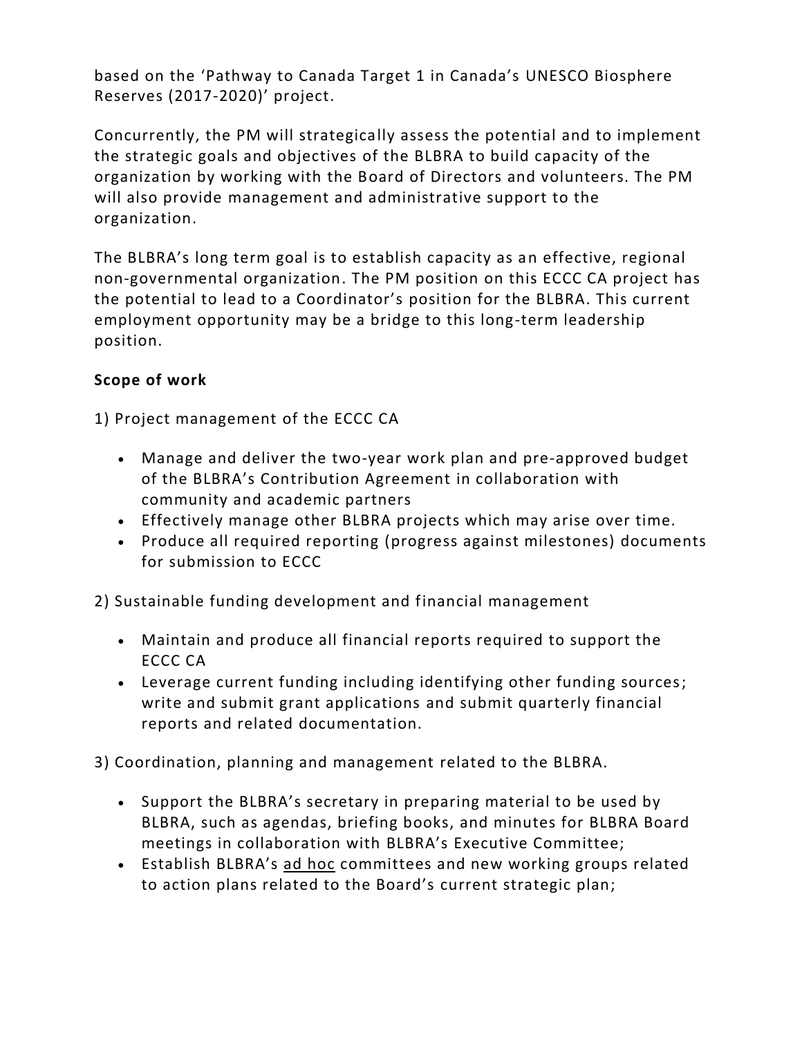based on the 'Pathway to Canada Target 1 in Canada's UNESCO Biosphere Reserves (2017-2020)' project.

Concurrently, the PM will strategically assess the potential and to implement the strategic goals and objectives of the BLBRA to build capacity of the organization by working with the Board of Directors and volunteers. The PM will also provide management and administrative support to the organization.

The BLBRA's long term goal is to establish capacity as an effective, regional non-governmental organization. The PM position on this ECCC CA project has the potential to lead to a Coordinator's position for the BLBRA. This current employment opportunity may be a bridge to this long-term leadership position.

**Scope of work**

1) Project management of the ECCC CA

- Manage and deliver the two-year work plan and pre-approved budget of the BLBRA's Contribution Agreement in collaboration with community and academic partners
- Effectively manage other BLBRA projects which may arise over time.
- Produce all required reporting (progress against milestones) documents for submission to ECCC

2) Sustainable funding development and financial management

- Maintain and produce all financial reports required to support the ECCC CA
- Leverage current funding including identifying other funding sources; write and submit grant applications and submit quarterly financial reports and related documentation.

3) Coordination, planning and management related to the BLBRA.

- Support the BLBRA's secretary in preparing material to be used by BLBRA, such as agendas, briefing books, and minutes for BLBRA Board meetings in collaboration with BLBRA's Executive Committee;
- Establish BLBRA's ad hoc committees and new working groups related to action plans related to the Board's current strategic plan;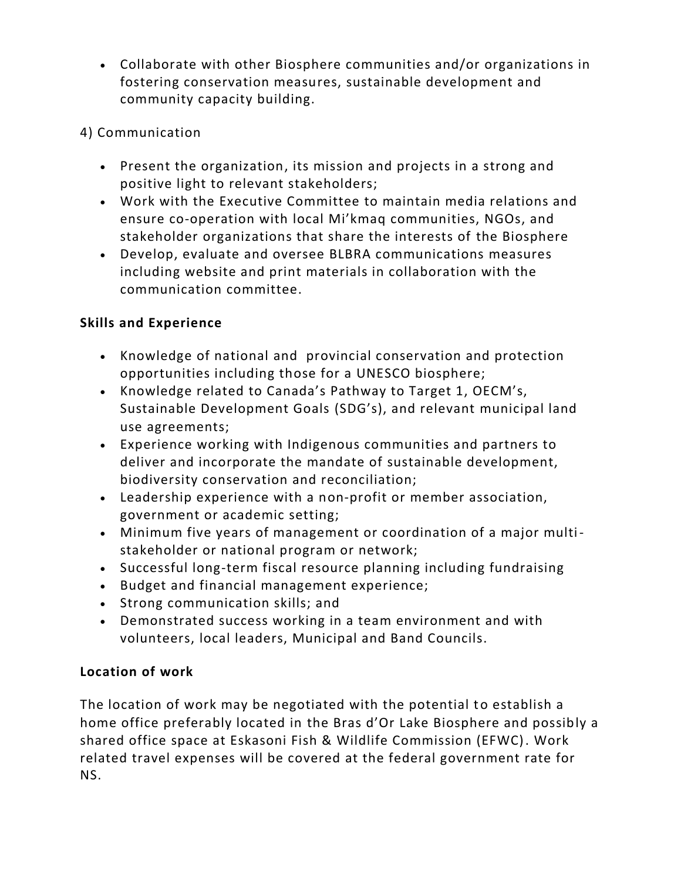- Collaborate with other Biosphere communities and/or organizations in fostering conservation measures, sustainable development and community capacity building.

4) Communication

- Present the organization, its mission and projects in a strong and positive light to relevant stakeholders;
- Work with the Executive Committee to maintain media relations and ensure co-operation with local Mi'kmaq communities, NGOs, and stakeholder organizations that share the interests of the Biosphere
- Develop, evaluate and oversee BLBRA communications measures including website and print materials in collaboration with the communication committee.

**Skills and Experience**

- Knowledge of national and provincial conservation and protection opportunities including those for a UNESCO biosphere;
- Knowledge related to Canada's Pathway to Target 1, OECM's, Sustainable Development Goals (SDG's), and relevant municipal land use agreements;
- Experience working with Indigenous communities and partners to deliver and incorporate the mandate of sustainable development, biodiversity conservation and reconciliation;
- Leadership experience with a non-profit or member association, government or academic setting;
- Minimum five years of management or coordination of a major multi-stakeholder or national program or network;
- Successful long-term fiscal resource planning including fundraising
- Budget and financial management experience;
- Strong communication skills; and
- Demonstrated success working in a team environment and with volunteers, local leaders, Municipal and Band Councils.

**Location of work**

The location of work may be negotiated with the potential to establish a home office preferably located in the Bras d'Or Lake Biosphere and possibly a shared office space at Eskasoni Fish & Wildlife Commission (EFWC). Work related travel expenses will be covered at the federal government rate for NS.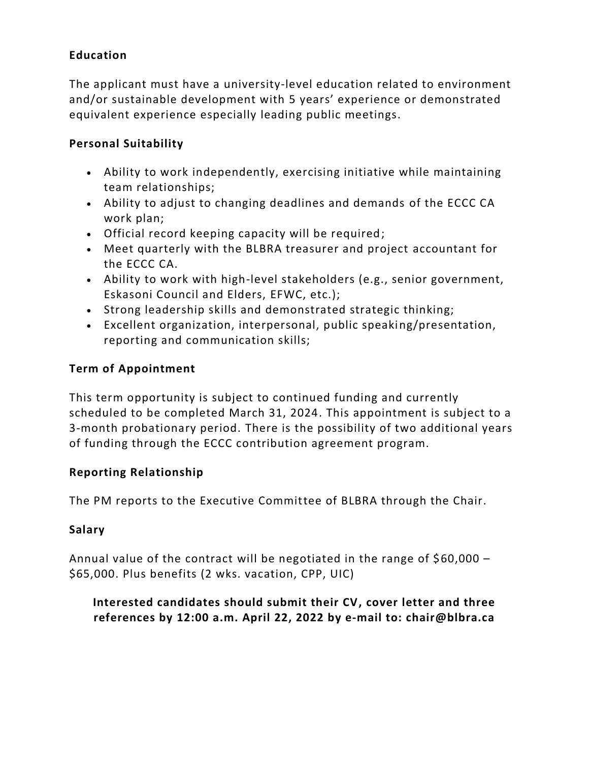**Education**

The applicant must have a university-level education related to environment and/or sustainable development with 5 years' experience or demonstrated equivalent experience especially leading public meetings.

**Personal Suitability**

- Ability to work independently, exercising initiative while maintaining team relationships;
- Ability to adjust to changing deadlines and demands of the ECCC CA work plan;
- Official record keeping capacity will be required;
- Meet quarterly with the BLBRA treasurer and project accountant for the ECCC CA.
- Ability to work with high-level stakeholders (e.g., senior government, Eskasoni Council and Elders, EFWC, etc.);
- Strong leadership skills and demonstrated strategic thinking;
- Excellent organization, interpersonal, public speaking/presentation, reporting and communication skills;

**Term of Appointment**

This term opportunity is subject to continued funding and currently scheduled to be completed March 31, 2024. This appointment is subject to a 3-month probationary period. There is the possibility of two additional years of funding through the ECCC contribution agreement program.

**Reporting Relationship**

The PM reports to the Executive Committee of BLBRA through the Chair.

**Salary**

Annual value of the contract will be negotiated in the range of $60,000 – $65,000. Plus benefits (2 wks. vacation, CPP, UIC)

**Interested candidates should submit their CV, cover letter and three references by 12:00 a.m. April 22, 2022 by e-mail to: chair@blbra.ca**